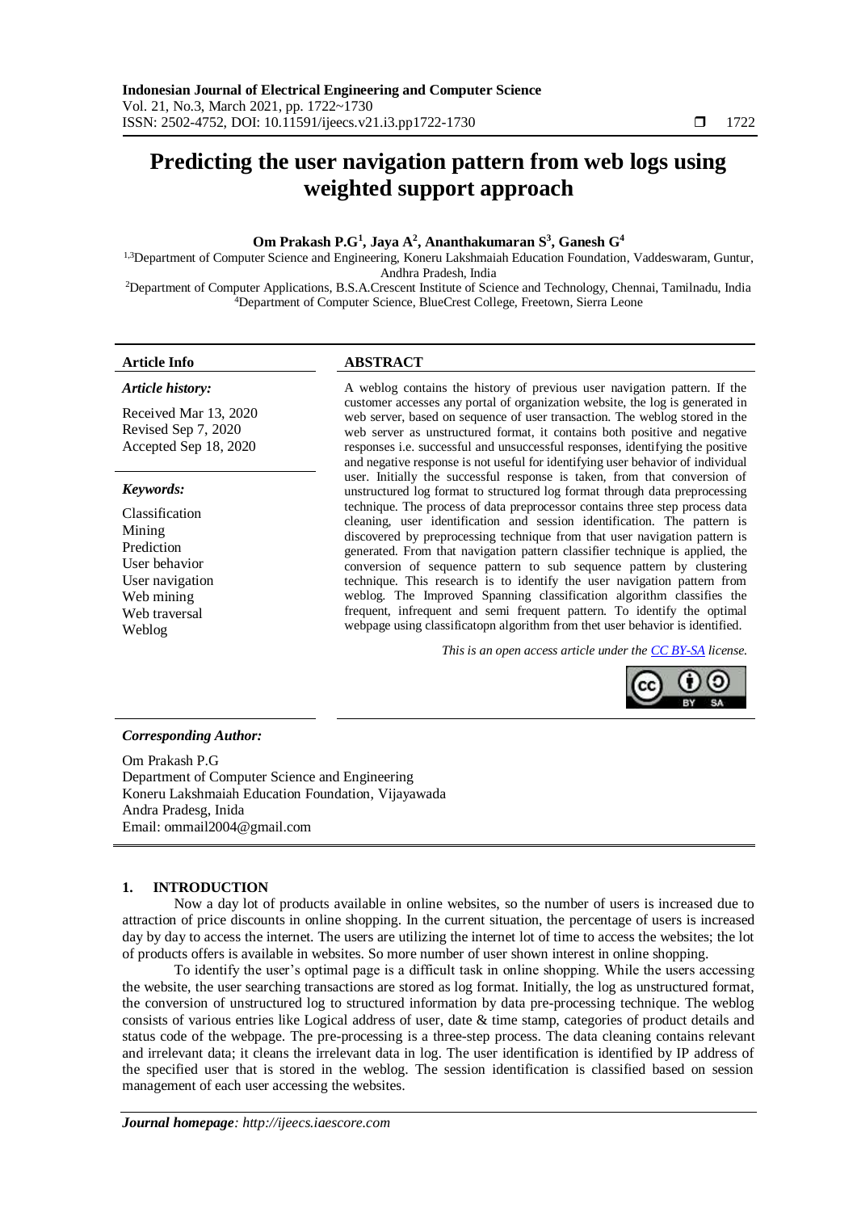# Predicting the user navigation pattern from web logs using weighted support approach

**Om Prakash P.G[1], Jaya A[2], Ananthakumaran S[3], Ganesh G[4]**

[1,3]Department of Computer Science and Engineering, Koneru Lakshmaiah Education Foundation, Vaddeswaram, Guntur, Andhra Pradesh, India
[2]Department of Computer Applications, B.S.A.Crescent Institute of Science and Technology, Chennai, Tamilnadu, India
[4]Department of Computer Science, BlueCrest College, Freetown, Sierra Leone

**Article Info**

*Article history:*

Received Mar 13, 2020
Revised Sep 7, 2020
Accepted Sep 18, 2020

*Keywords:*

Classification
Mining
Prediction
User behavior
User navigation
Web mining
Web traversal
Weblog

**ABSTRACT**

A weblog contains the history of previous user navigation pattern. If the customer accesses any portal of organization website, the log is generated in web server, based on sequence of user transaction. The weblog stored in the web server as unstructured format, it contains both positive and negative responses i.e. successful and unsuccessful responses, identifying the positive and negative response is not useful for identifying user behavior of individual user. Initially the successful response is taken, from that conversion of unstructured log format to structured log format through data preprocessing technique. The process of data preprocessor contains three step process data cleaning, user identification and session identification. The pattern is discovered by preprocessing technique from that user navigation pattern is generated. From that navigation pattern classifier technique is applied, the conversion of sequence pattern to sub sequence pattern by clustering technique. This research is to identify the user navigation pattern from weblog. The Improved Spanning classification algorithm classifies the frequent, infrequent and semi frequent pattern. To identify the optimal webpage using classificatopn algorithm from thet user behavior is identified.

*This is an open access article under the CC BY-SA license.*

*Corresponding Author:*

Om Prakash P.G
Department of Computer Science and Engineering
Koneru Lakshmaiah Education Foundation, Vijayawada
Andra Pradesg, Inida
Email: ommail2004@gmail.com

## 1. INTRODUCTION

Now a day lot of products available in online websites, so the number of users is increased due to attraction of price discounts in online shopping. In the current situation, the percentage of users is increased day by day to access the internet. The users are utilizing the internet lot of time to access the websites; the lot of products offers is available in websites. So more number of user shown interest in online shopping.

To identify the user's optimal page is a difficult task in online shopping. While the users accessing the website, the user searching transactions are stored as log format. Initially, the log as unstructured format, the conversion of unstructured log to structured information by data pre-processing technique. The weblog consists of various entries like Logical address of user, date & time stamp, categories of product details and status code of the webpage. The pre-processing is a three-step process. The data cleaning contains relevant and irrelevant data; it cleans the irrelevant data in log. The user identification is identified by IP address of the specified user that is stored in the weblog. The session identification is classified based on session management of each user accessing the websites.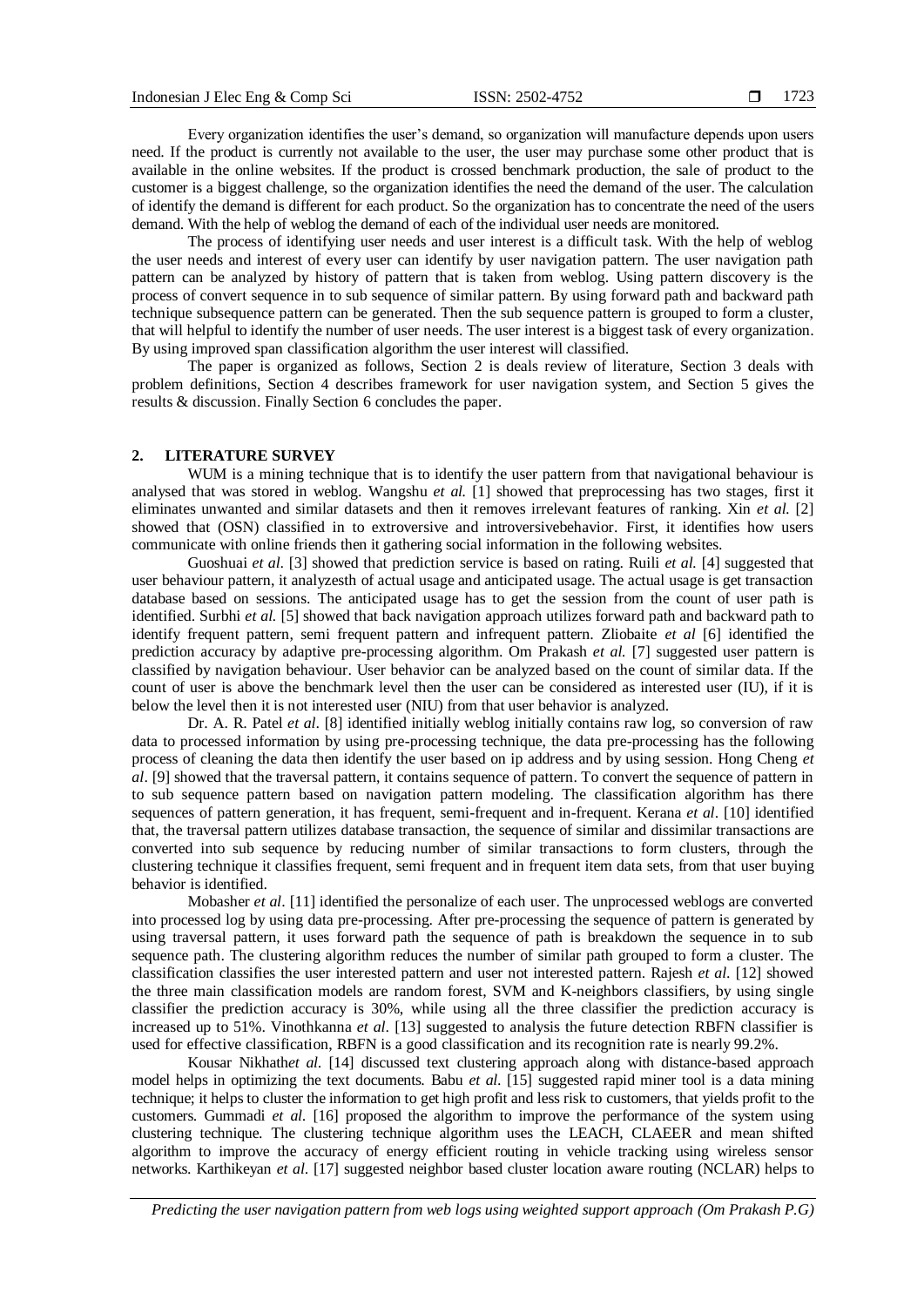Every organization identifies the user's demand, so organization will manufacture depends upon users need. If the product is currently not available to the user, the user may purchase some other product that is available in the online websites. If the product is crossed benchmark production, the sale of product to the customer is a biggest challenge, so the organization identifies the need the demand of the user. The calculation of identify the demand is different for each product. So the organization has to concentrate the need of the users demand. With the help of weblog the demand of each of the individual user needs are monitored.

The process of identifying user needs and user interest is a difficult task. With the help of weblog the user needs and interest of every user can identify by user navigation pattern. The user navigation path pattern can be analyzed by history of pattern that is taken from weblog. Using pattern discovery is the process of convert sequence in to sub sequence of similar pattern. By using forward path and backward path technique subsequence pattern can be generated. Then the sub sequence pattern is grouped to form a cluster, that will helpful to identify the number of user needs. The user interest is a biggest task of every organization. By using improved span classification algorithm the user interest will classified.

The paper is organized as follows, Section 2 is deals review of literature, Section 3 deals with problem definitions, Section 4 describes framework for user navigation system, and Section 5 gives the results & discussion. Finally Section 6 concludes the paper.

## 2. LITERATURE SURVEY

WUM is a mining technique that is to identify the user pattern from that navigational behaviour is analysed that was stored in weblog. Wangshu *et al.* [1] showed that preprocessing has two stages, first it eliminates unwanted and similar datasets and then it removes irrelevant features of ranking. Xin *et al.* [2] showed that (OSN) classified in to extroversive and introversivebehavior. First, it identifies how users communicate with online friends then it gathering social information in the following websites.

Guoshuai *et al.* [3] showed that prediction service is based on rating. Ruili *et al.* [4] suggested that user behaviour pattern, it analyzesth of actual usage and anticipated usage. The actual usage is get transaction database based on sessions. The anticipated usage has to get the session from the count of user path is identified. Surbhi *et al.* [5] showed that back navigation approach utilizes forward path and backward path to identify frequent pattern, semi frequent pattern and infrequent pattern. Zliobaite *et al* [6] identified the prediction accuracy by adaptive pre-processing algorithm. Om Prakash *et al.* [7] suggested user pattern is classified by navigation behaviour. User behavior can be analyzed based on the count of similar data. If the count of user is above the benchmark level then the user can be considered as interested user (IU), if it is below the level then it is not interested user (NIU) from that user behavior is analyzed.

Dr. A. R. Patel *et al*. [8] identified initially weblog initially contains raw log, so conversion of raw data to processed information by using pre-processing technique, the data pre-processing has the following process of cleaning the data then identify the user based on ip address and by using session. Hong Cheng *et al*. [9] showed that the traversal pattern, it contains sequence of pattern. To convert the sequence of pattern in to sub sequence pattern based on navigation pattern modeling. The classification algorithm has there sequences of pattern generation, it has frequent, semi-frequent and in-frequent. Kerana *et al*. [10] identified that, the traversal pattern utilizes database transaction, the sequence of similar and dissimilar transactions are converted into sub sequence by reducing number of similar transactions to form clusters, through the clustering technique it classifies frequent, semi frequent and in frequent item data sets, from that user buying behavior is identified.

Mobasher *et al*. [11] identified the personalize of each user. The unprocessed weblogs are converted into processed log by using data pre-processing. After pre-processing the sequence of pattern is generated by using traversal pattern, it uses forward path the sequence of path is breakdown the sequence in to sub sequence path. The clustering algorithm reduces the number of similar path grouped to form a cluster. The classification classifies the user interested pattern and user not interested pattern. Rajesh *et al*. [12] showed the three main classification models are random forest, SVM and K-neighbors classifiers, by using single classifier the prediction accuracy is 30%, while using all the three classifier the prediction accuracy is increased up to 51%. Vinothkanna *et al*. [13] suggested to analysis the future detection RBFN classifier is used for effective classification, RBFN is a good classification and its recognition rate is nearly 99.2%.

Kousar Nikhath*et al*. [14] discussed text clustering approach along with distance-based approach model helps in optimizing the text documents. Babu *et al*. [15] suggested rapid miner tool is a data mining technique; it helps to cluster the information to get high profit and less risk to customers, that yields profit to the customers. Gummadi *et al*. [16] proposed the algorithm to improve the performance of the system using clustering technique. The clustering technique algorithm uses the LEACH, CLAEER and mean shifted algorithm to improve the accuracy of energy efficient routing in vehicle tracking using wireless sensor networks. Karthikeyan *et al*. [17] suggested neighbor based cluster location aware routing (NCLAR) helps to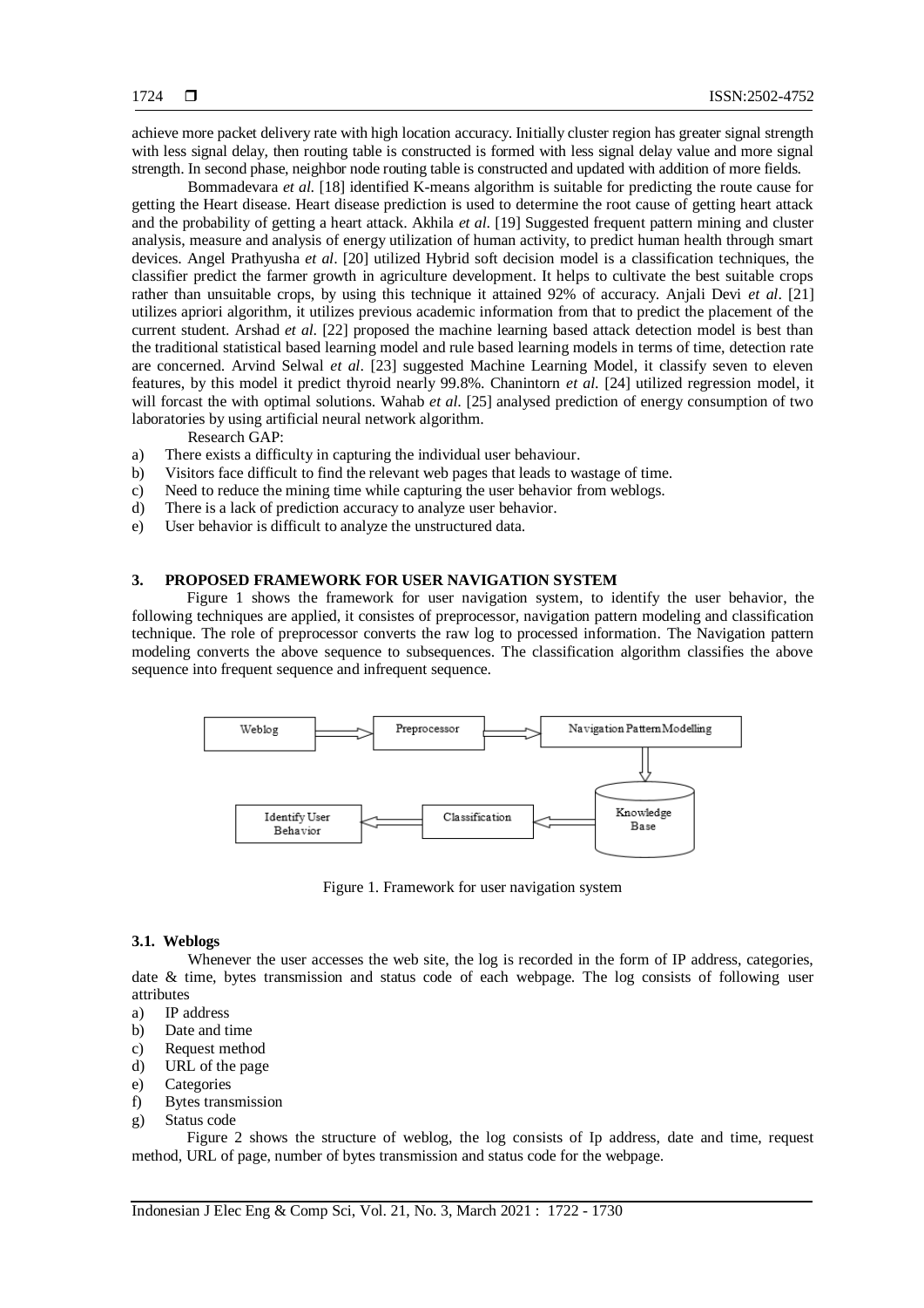achieve more packet delivery rate with high location accuracy. Initially cluster region has greater signal strength with less signal delay, then routing table is constructed is formed with less signal delay value and more signal strength. In second phase, neighbor node routing table is constructed and updated with addition of more fields.

Bommadevara *et al.* [18] identified K-means algorithm is suitable for predicting the route cause for getting the Heart disease. Heart disease prediction is used to determine the root cause of getting heart attack and the probability of getting a heart attack. Akhila *et al.* [19] Suggested frequent pattern mining and cluster analysis, measure and analysis of energy utilization of human activity, to predict human health through smart devices. Angel Prathyusha *et al*. [20] utilized Hybrid soft decision model is a classification techniques, the classifier predict the farmer growth in agriculture development. It helps to cultivate the best suitable crops rather than unsuitable crops, by using this technique it attained 92% of accuracy. Anjali Devi *et al*. [21] utilizes apriori algorithm, it utilizes previous academic information from that to predict the placement of the current student. Arshad *et al.* [22] proposed the machine learning based attack detection model is best than the traditional statistical based learning model and rule based learning models in terms of time, detection rate are concerned. Arvind Selwal *et al*. [23] suggested Machine Learning Model, it classify seven to eleven features, by this model it predict thyroid nearly 99.8%. Chanintorn *et al.* [24] utilized regression model, it will forcast the with optimal solutions. Wahab *et al.* [25] analysed prediction of energy consumption of two laboratories by using artificial neural network algorithm.

Research GAP:

a) There exists a difficulty in capturing the individual user behaviour.
b) Visitors face difficult to find the relevant web pages that leads to wastage of time.
c) Need to reduce the mining time while capturing the user behavior from weblogs.
d) There is a lack of prediction accuracy to analyze user behavior.
e) User behavior is difficult to analyze the unstructured data.

## 3. PROPOSED FRAMEWORK FOR USER NAVIGATION SYSTEM

Figure 1 shows the framework for user navigation system, to identify the user behavior, the following techniques are applied, it consistes of preprocessor, navigation pattern modeling and classification technique. The role of preprocessor converts the raw log to processed information. The Navigation pattern modeling converts the above sequence to subsequences. The classification algorithm classifies the above sequence into frequent sequence and infrequent sequence.

Figure 1. Framework for user navigation system

### 3.1. Weblogs

Whenever the user accesses the web site, the log is recorded in the form of IP address, categories, date & time, bytes transmission and status code of each webpage. The log consists of following user attributes

a) IP address
b) Date and time
c) Request method
d) URL of the page
e) Categories
f) Bytes transmission
g) Status code

Figure 2 shows the structure of weblog, the log consists of Ip address, date and time, request method, URL of page, number of bytes transmission and status code for the webpage.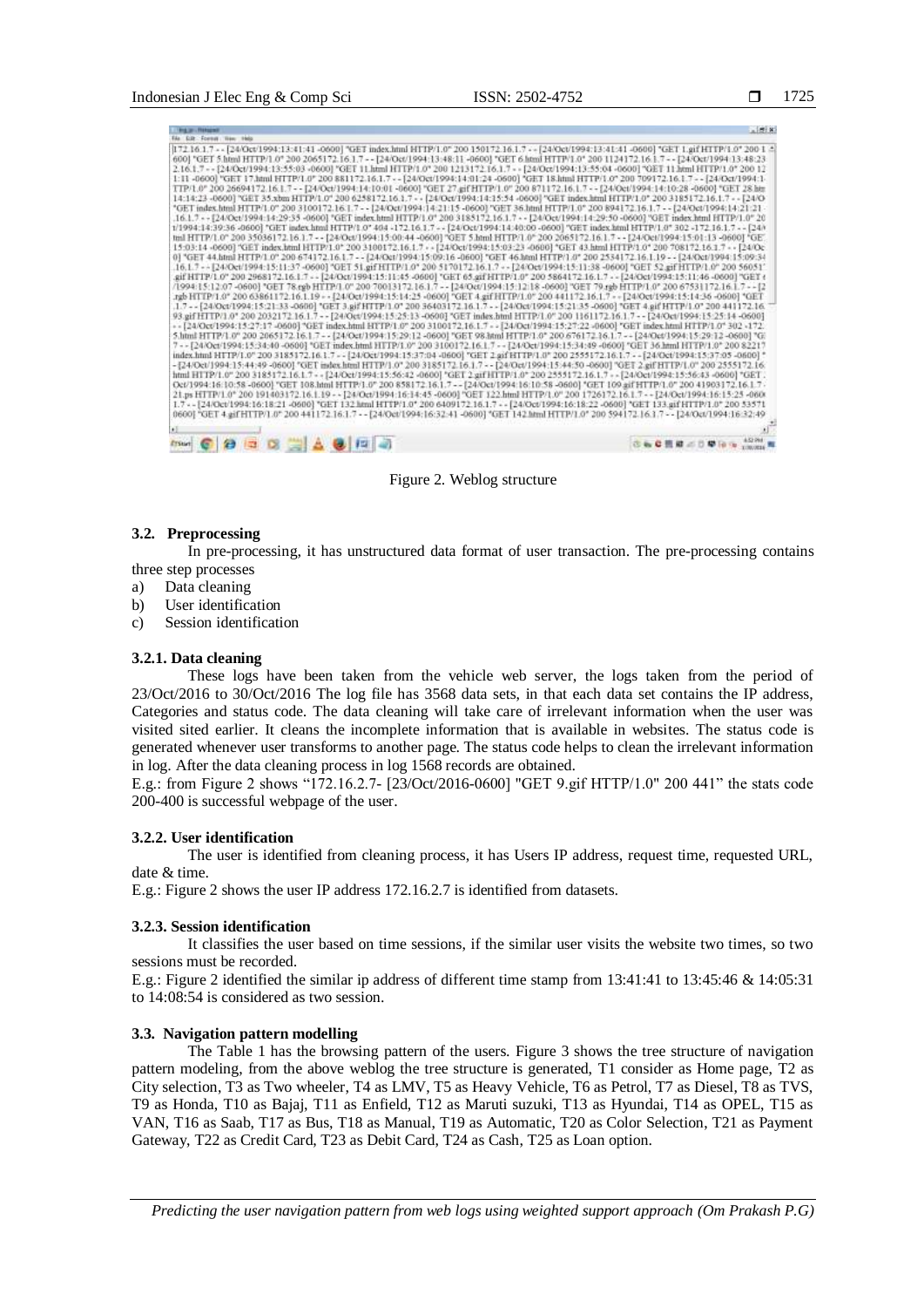Figure 2. Weblog structure

### 3.2. Preprocessing

In pre-processing, it has unstructured data format of user transaction. The pre-processing contains three step processes

a) Data cleaning
b) User identification
c) Session identification

#### 3.2.1. Data cleaning

These logs have been taken from the vehicle web server, the logs taken from the period of 23/Oct/2016 to 30/Oct/2016 The log file has 3568 data sets, in that each data set contains the IP address, Categories and status code. The data cleaning will take care of irrelevant information when the user was visited sited earlier. It cleans the incomplete information that is available in websites. The status code is generated whenever user transforms to another page. The status code helps to clean the irrelevant information in log. After the data cleaning process in log 1568 records are obtained.

E.g.: from Figure 2 shows "172.16.2.7- [23/Oct/2016-0600] "GET 9.gif HTTP/1.0" 200 441" the stats code 200-400 is successful webpage of the user.

#### 3.2.2. User identification

The user is identified from cleaning process, it has Users IP address, request time, requested URL, date & time.

E.g.: Figure 2 shows the user IP address 172.16.2.7 is identified from datasets.

#### 3.2.3. Session identification

It classifies the user based on time sessions, if the similar user visits the website two times, so two sessions must be recorded.

E.g.: Figure 2 identified the similar ip address of different time stamp from 13:41:41 to 13:45:46 & 14:05:31 to 14:08:54 is considered as two session.

### 3.3. Navigation pattern modelling

The Table 1 has the browsing pattern of the users. Figure 3 shows the tree structure of navigation pattern modeling, from the above weblog the tree structure is generated, T1 consider as Home page, T2 as City selection, T3 as Two wheeler, T4 as LMV, T5 as Heavy Vehicle, T6 as Petrol, T7 as Diesel, T8 as TVS, T9 as Honda, T10 as Bajaj, T11 as Enfield, T12 as Maruti suzuki, T13 as Hyundai, T14 as OPEL, T15 as VAN, T16 as Saab, T17 as Bus, T18 as Manual, T19 as Automatic, T20 as Color Selection, T21 as Payment Gateway, T22 as Credit Card, T23 as Debit Card, T24 as Cash, T25 as Loan option.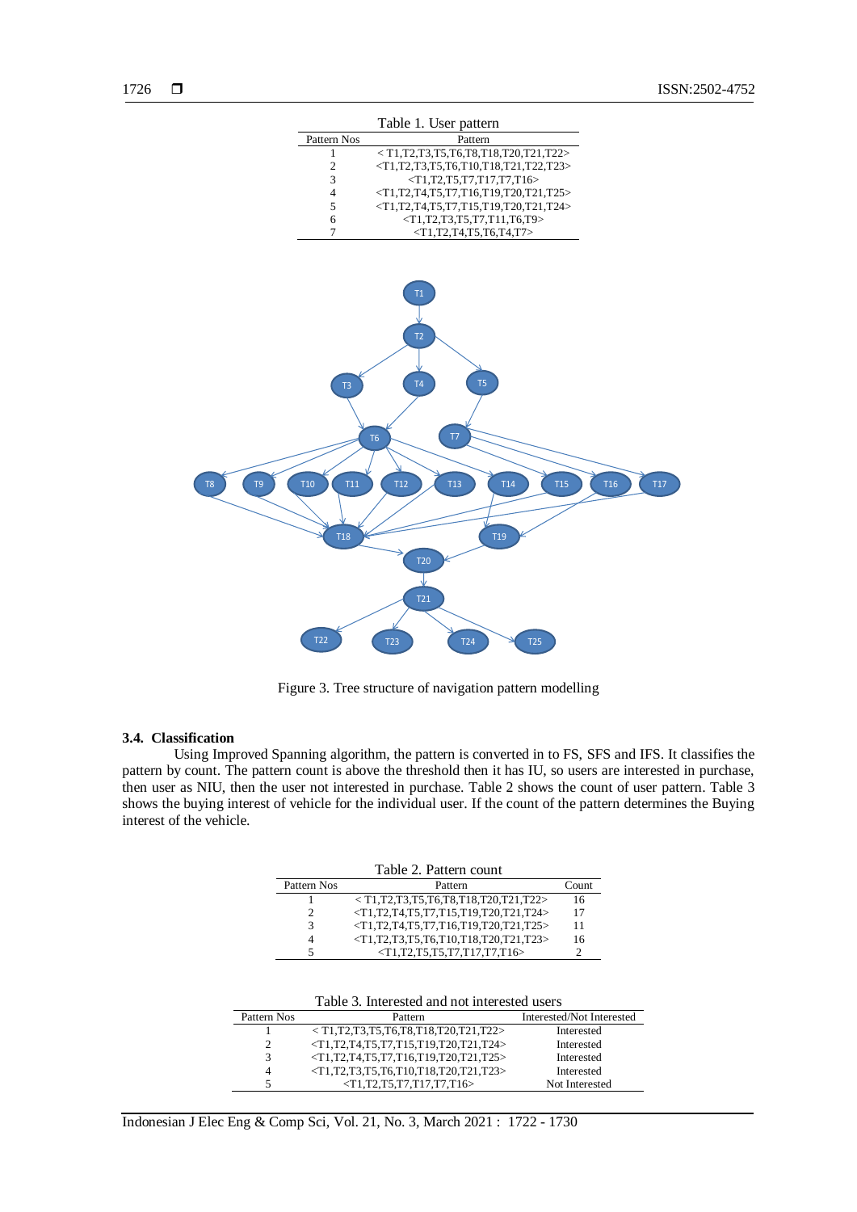Table 1. User pattern

| Pattern Nos | Pattern |
|---|---|
| 1 | < T1,T2,T3,T5,T6,T8,T18,T20,T21,T22> |
| 2 | <T1,T2,T3,T5,T6,T10,T18,T21,T22,T23> |
| 3 | <T1,T2,T5,T7,T17,T7,T16> |
| 4 | <T1,T2,T4,T5,T7,T16,T19,T20,T21,T25> |
| 5 | <T1,T2,T4,T5,T7,T15,T19,T20,T21,T24> |
| 6 | <T1,T2,T3,T5,T7,T11,T6,T9> |
| 7 | <T1,T2,T4,T5,T6,T4,T7> |

Figure 3. Tree structure of navigation pattern modelling

### 3.4. Classification

Using Improved Spanning algorithm, the pattern is converted in to FS, SFS and IFS. It classifies the pattern by count. The pattern count is above the threshold then it has IU, so users are interested in purchase, then user as NIU, then the user not interested in purchase. Table 2 shows the count of user pattern. Table 3 shows the buying interest of vehicle for the individual user. If the count of the pattern determines the Buying interest of the vehicle.

Table 2. Pattern count

| Pattern Nos | Pattern | Count |
|---|---|---|
| 1 | < T1,T2,T3,T5,T6,T8,T18,T20,T21,T22> | 16 |
| 2 | <T1,T2,T4,T5,T7,T15,T19,T20,T21,T24> | 17 |
| 3 | <T1,T2,T4,T5,T7,T16,T19,T20,T21,T25> | 11 |
| 4 | <T1,T2,T3,T5,T6,T10,T18,T20,T21,T23> | 16 |
| 5 | <T1,T2,T5,T5,T7,T17,T7,T16> | 2 |

Table 3. Interested and not interested users

| Pattern Nos | Pattern | Interested/Not Interested |
|---|---|---|
| 1 | < T1,T2,T3,T5,T6,T8,T18,T20,T21,T22> | Interested |
| 2 | <T1,T2,T4,T5,T7,T15,T19,T20,T21,T24> | Interested |
| 3 | <T1,T2,T4,T5,T7,T16,T19,T20,T21,T25> | Interested |
| 4 | <T1,T2,T3,T5,T6,T10,T18,T20,T21,T23> | Interested |
| 5 | <T1,T2,T5,T7,T17,T7,T16> | Not Interested |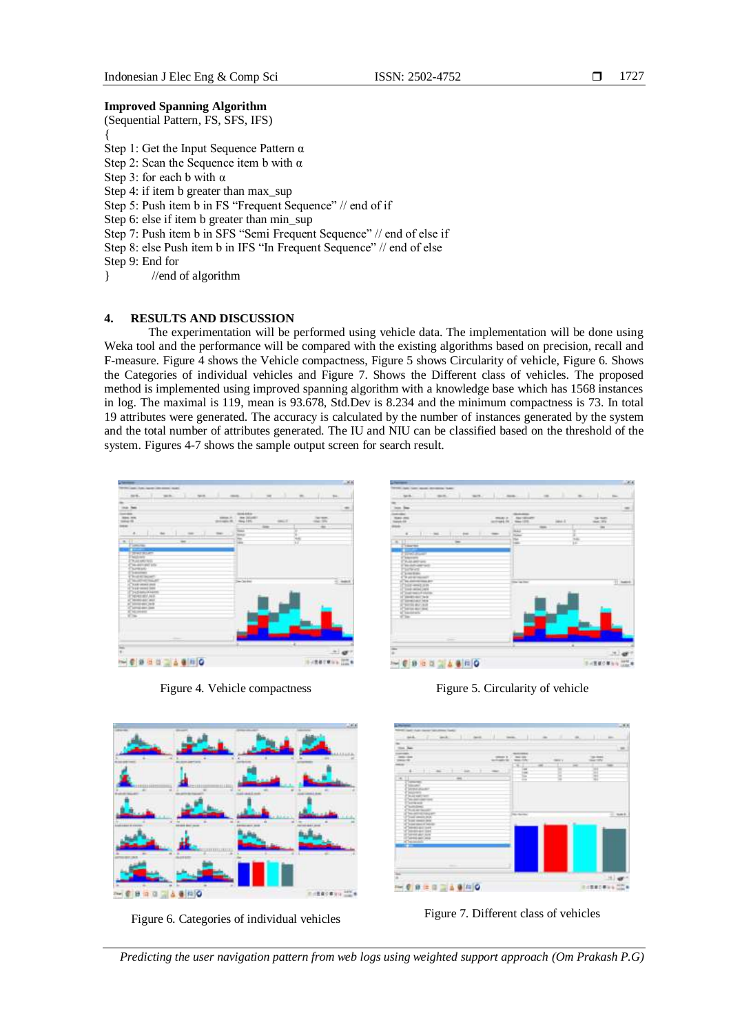**Improved Spanning Algorithm**

(Sequential Pattern, FS, SFS, IFS)

{

Step 1: Get the Input Sequence Pattern α

Step 2: Scan the Sequence item b with α

Step 3: for each b with α

Step 4: if item b greater than max_sup

Step 5: Push item b in FS "Frequent Sequence" // end of if

Step 6: else if item b greater than min_sup

Step 7: Push item b in SFS "Semi Frequent Sequence" // end of else if

Step 8: else Push item b in IFS "In Frequent Sequence" // end of else

Step 9: End for

}          //end of algorithm

## 4. RESULTS AND DISCUSSION

The experimentation will be performed using vehicle data. The implementation will be done using Weka tool and the performance will be compared with the existing algorithms based on precision, recall and F-measure. Figure 4 shows the Vehicle compactness, Figure 5 shows Circularity of vehicle, Figure 6. Shows the Categories of individual vehicles and Figure 7. Shows the Different class of vehicles. The proposed method is implemented using improved spanning algorithm with a knowledge base which has 1568 instances in log. The maximal is 119, mean is 93.678, Std.Dev is 8.234 and the minimum compactness is 73. In total 19 attributes were generated. The accuracy is calculated by the number of instances generated by the system and the total number of attributes generated. The IU and NIU can be classified based on the threshold of the system. Figures 4-7 shows the sample output screen for search result.

Figure 4. Vehicle compactness

Figure 5. Circularity of vehicle

Figure 6. Categories of individual vehicles

Figure 7. Different class of vehicles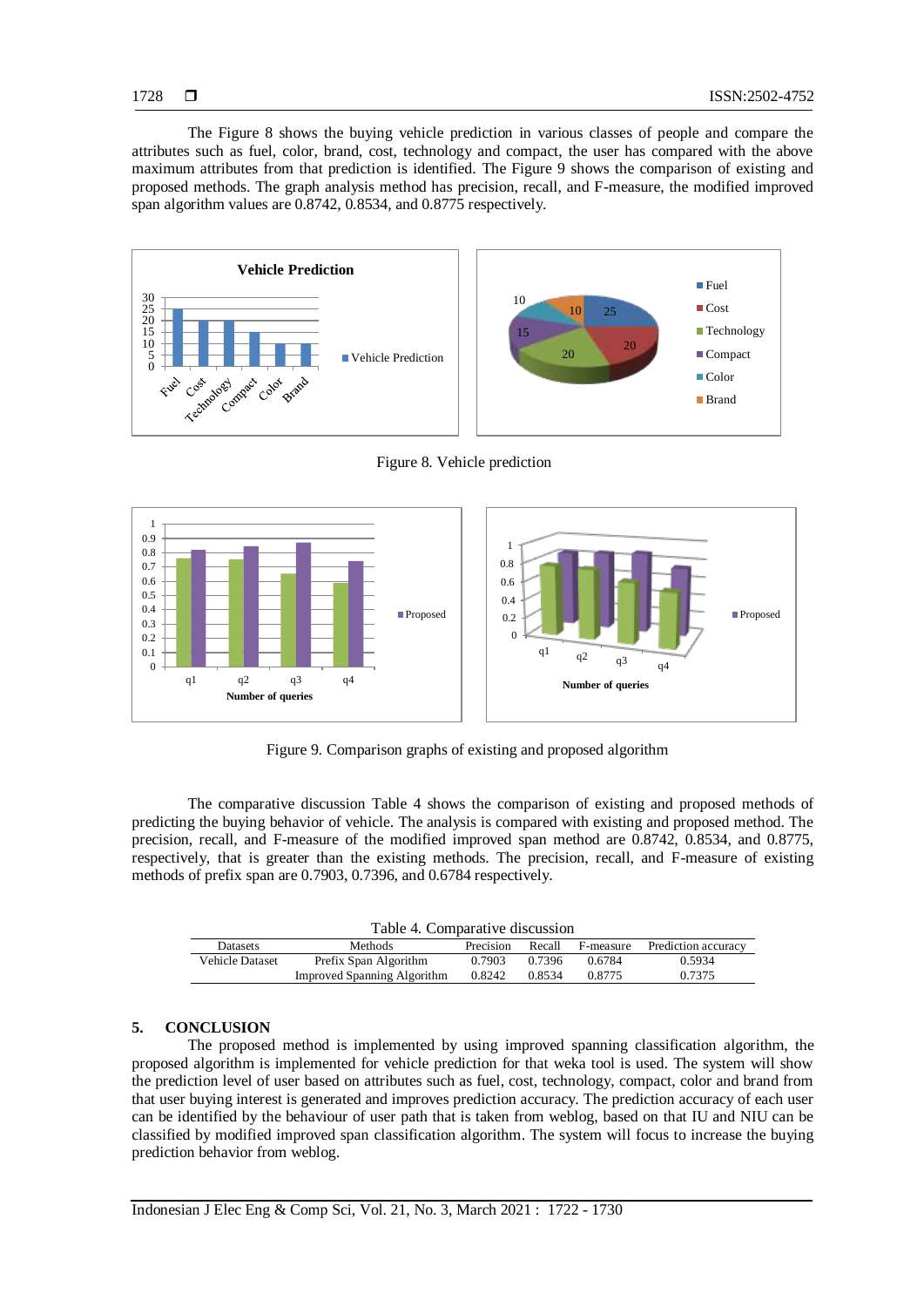The Figure 8 shows the buying vehicle prediction in various classes of people and compare the attributes such as fuel, color, brand, cost, technology and compact, the user has compared with the above maximum attributes from that prediction is identified. The Figure 9 shows the comparison of existing and proposed methods. The graph analysis method has precision, recall, and F-measure, the modified improved span algorithm values are 0.8742, 0.8534, and 0.8775 respectively.

Figure 8. Vehicle prediction

Figure 9. Comparison graphs of existing and proposed algorithm

The comparative discussion Table 4 shows the comparison of existing and proposed methods of predicting the buying behavior of vehicle. The analysis is compared with existing and proposed method. The precision, recall, and F-measure of the modified improved span method are 0.8742, 0.8534, and 0.8775, respectively, that is greater than the existing methods. The precision, recall, and F-measure of existing methods of prefix span are 0.7903, 0.7396, and 0.6784 respectively.

Table 4. Comparative discussion

| Datasets | Methods | Precision | Recall | F-measure | Prediction accuracy |
|---|---|---|---|---|---|
| Vehicle Dataset | Prefix Span Algorithm | 0.7903 | 0.7396 | 0.6784 | 0.5934 |
| | Improved Spanning Algorithm | 0.8242 | 0.8534 | 0.8775 | 0.7375 |

## 5. CONCLUSION

The proposed method is implemented by using improved spanning classification algorithm, the proposed algorithm is implemented for vehicle prediction for that weka tool is used. The system will show the prediction level of user based on attributes such as fuel, cost, technology, compact, color and brand from that user buying interest is generated and improves prediction accuracy. The prediction accuracy of each user can be identified by the behaviour of user path that is taken from weblog, based on that IU and NIU can be classified by modified improved span classification algorithm. The system will focus to increase the buying prediction behavior from weblog.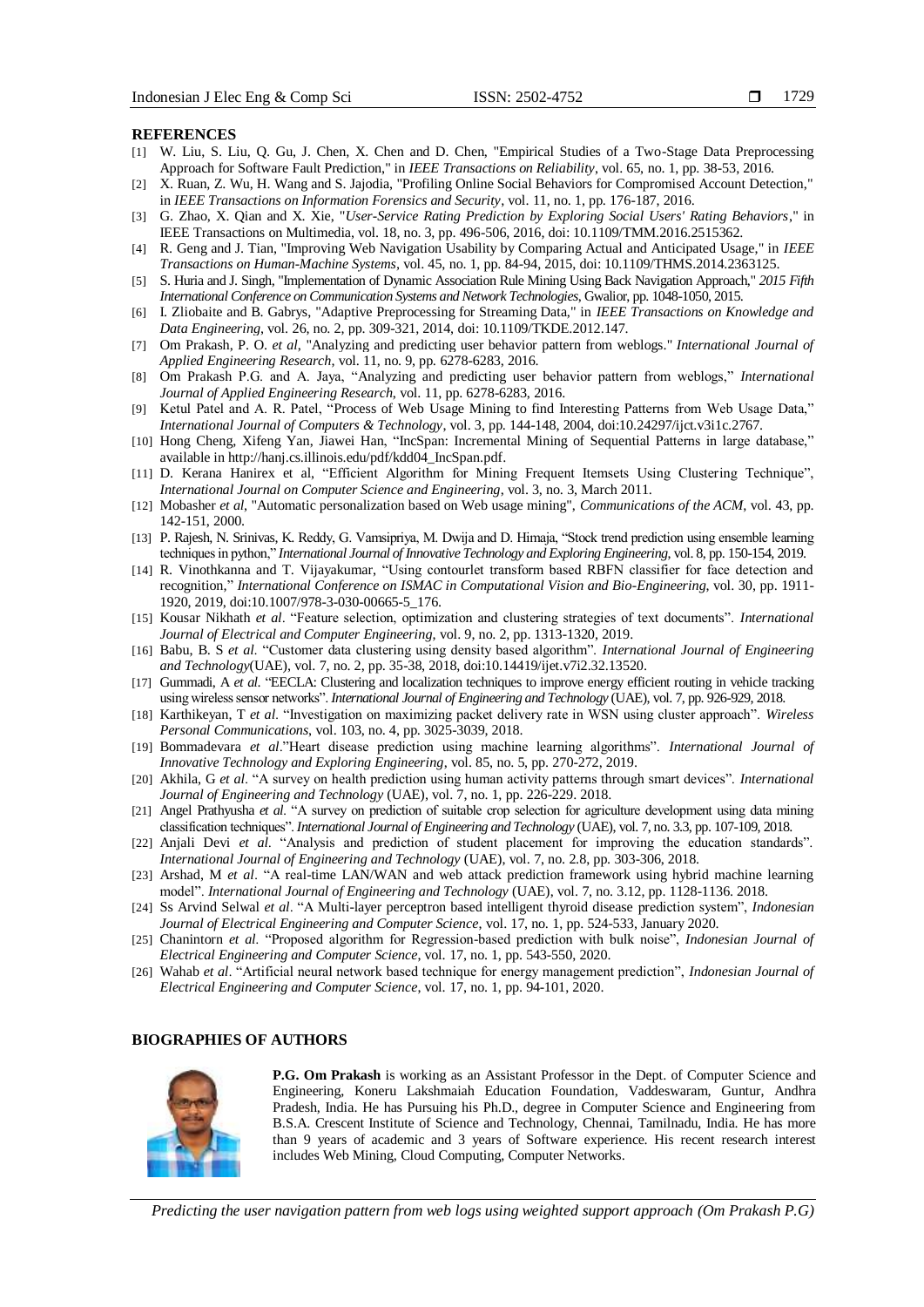## REFERENCES

[1] W. Liu, S. Liu, Q. Gu, J. Chen, X. Chen and D. Chen, "Empirical Studies of a Two-Stage Data Preprocessing Approach for Software Fault Prediction," in *IEEE Transactions on Reliability*, vol. 65, no. 1, pp. 38-53, 2016.

[2] X. Ruan, Z. Wu, H. Wang and S. Jajodia, "Profiling Online Social Behaviors for Compromised Account Detection," in *IEEE Transactions on Information Forensics and Security*, vol. 11, no. 1, pp. 176-187, 2016.

[3] G. Zhao, X. Qian and X. Xie, "*User-Service Rating Prediction by Exploring Social Users' Rating Behaviors*," in IEEE Transactions on Multimedia, vol. 18, no. 3, pp. 496-506, 2016, doi: 10.1109/TMM.2016.2515362.

[4] R. Geng and J. Tian, "Improving Web Navigation Usability by Comparing Actual and Anticipated Usage," in *IEEE Transactions on Human-Machine Systems*, vol. 45, no. 1, pp. 84-94, 2015, doi: 10.1109/THMS.2014.2363125.

[5] S. Huria and J. Singh, "Implementation of Dynamic Association Rule Mining Using Back Navigation Approach," *2015 Fifth International Conference on Communication Systems and Network Technologies*, Gwalior, pp. 1048-1050, 2015.

[6] I. Zliobaite and B. Gabrys, "Adaptive Preprocessing for Streaming Data," in *IEEE Transactions on Knowledge and Data Engineering*, vol. 26, no. 2, pp. 309-321, 2014, doi: 10.1109/TKDE.2012.147.

[7] Om Prakash, P. O. *et al*, "Analyzing and predicting user behavior pattern from weblogs." *International Journal of Applied Engineering Research*, vol. 11, no. 9, pp. 6278-6283, 2016.

[8] Om Prakash P.G. and A. Jaya, "Analyzing and predicting user behavior pattern from weblogs," *International Journal of Applied Engineering Research*, vol. 11, pp. 6278-6283, 2016.

[9] Ketul Patel and A. R. Patel, "Process of Web Usage Mining to find Interesting Patterns from Web Usage Data," *International Journal of Computers & Technology*, vol. 3, pp. 144-148, 2004, doi:10.24297/ijct.v3i1c.2767.

[10] Hong Cheng, Xifeng Yan, Jiawei Han, "IncSpan: Incremental Mining of Sequential Patterns in large database," available in http://hanj.cs.illinois.edu/pdf/kdd04_IncSpan.pdf.

[11] D. Kerana Hanirex et al, "Efficient Algorithm for Mining Frequent Itemsets Using Clustering Technique", *International Journal on Computer Science and Engineering*, vol. 3, no. 3, March 2011.

[12] Mobasher *et al*, "Automatic personalization based on Web usage mining", *Communications of the ACM*, vol. 43, pp. 142-151, 2000.

[13] P. Rajesh, N. Srinivas, K. Reddy, G. Vamsipriya, M. Dwija and D. Himaja, "Stock trend prediction using ensemble learning techniques in python," *International Journal of Innovative Technology and Exploring Engineering*, vol. 8, pp. 150-154, 2019.

[14] R. Vinothkanna and T. Vijayakumar, "Using contourlet transform based RBFN classifier for face detection and recognition," *International Conference on ISMAC in Computational Vision and Bio-Engineering*, vol. 30, pp. 1911-1920, 2019, doi:10.1007/978-3-030-00665-5_176.

[15] Kousar Nikhath *et al*. "Feature selection, optimization and clustering strategies of text documents". *International Journal of Electrical and Computer Engineering*, vol. 9, no. 2, pp. 1313-1320, 2019.

[16] Babu, B. S *et al*. "Customer data clustering using density based algorithm". *International Journal of Engineering and Technology*(UAE), vol. 7, no. 2, pp. 35-38, 2018, doi:10.14419/ijet.v7i2.32.13520.

[17] Gummadi, A *et al*. "EECLA: Clustering and localization techniques to improve energy efficient routing in vehicle tracking using wireless sensor networks". *International Journal of Engineering and Technology* (UAE), vol. 7, pp. 926-929, 2018.

[18] Karthikeyan, T *et al*. "Investigation on maximizing packet delivery rate in WSN using cluster approach". *Wireless Personal Communications*, vol. 103, no. 4, pp. 3025-3039, 2018.

[19] Bommadevara *et al*."Heart disease prediction using machine learning algorithms". *International Journal of Innovative Technology and Exploring Engineering*, vol. 85, no. 5, pp. 270-272, 2019.

[20] Akhila, G *et al*. "A survey on health prediction using human activity patterns through smart devices". *International Journal of Engineering and Technology* (UAE), vol. 7, no. 1, pp. 226-229. 2018.

[21] Angel Prathyusha *et al*. "A survey on prediction of suitable crop selection for agriculture development using data mining classification techniques". *International Journal of Engineering and Technology* (UAE), vol. 7, no. 3.3, pp. 107-109, 2018.

[22] Anjali Devi *et al*. "Analysis and prediction of student placement for improving the education standards". *International Journal of Engineering and Technology* (UAE), vol. 7, no. 2.8, pp. 303-306, 2018.

[23] Arshad, M *et al*. "A real-time LAN/WAN and web attack prediction framework using hybrid machine learning model". *International Journal of Engineering and Technology* (UAE), vol. 7, no. 3.12, pp. 1128-1136. 2018.

[24] Ss Arvind Selwal *et al*. "A Multi-layer perceptron based intelligent thyroid disease prediction system", *Indonesian Journal of Electrical Engineering and Computer Science*, vol. 17, no. 1, pp. 524-533, January 2020.

[25] Chanintorn *et al*. "Proposed algorithm for Regression-based prediction with bulk noise", *Indonesian Journal of Electrical Engineering and Computer Science*, vol. 17, no. 1, pp. 543-550, 2020.

[26] Wahab *et al*. "Artificial neural network based technique for energy management prediction", *Indonesian Journal of Electrical Engineering and Computer Science*, vol. 17, no. 1, pp. 94-101, 2020.

## BIOGRAPHIES OF AUTHORS

**P.G. Om Prakash** is working as an Assistant Professor in the Dept. of Computer Science and Engineering, Koneru Lakshmaiah Education Foundation, Vaddeswaram, Guntur, Andhra Pradesh, India. He has Pursuing his Ph.D., degree in Computer Science and Engineering from B.S.A. Crescent Institute of Science and Technology, Chennai, Tamilnadu, India. He has more than 9 years of academic and 3 years of Software experience. His recent research interest includes Web Mining, Cloud Computing, Computer Networks.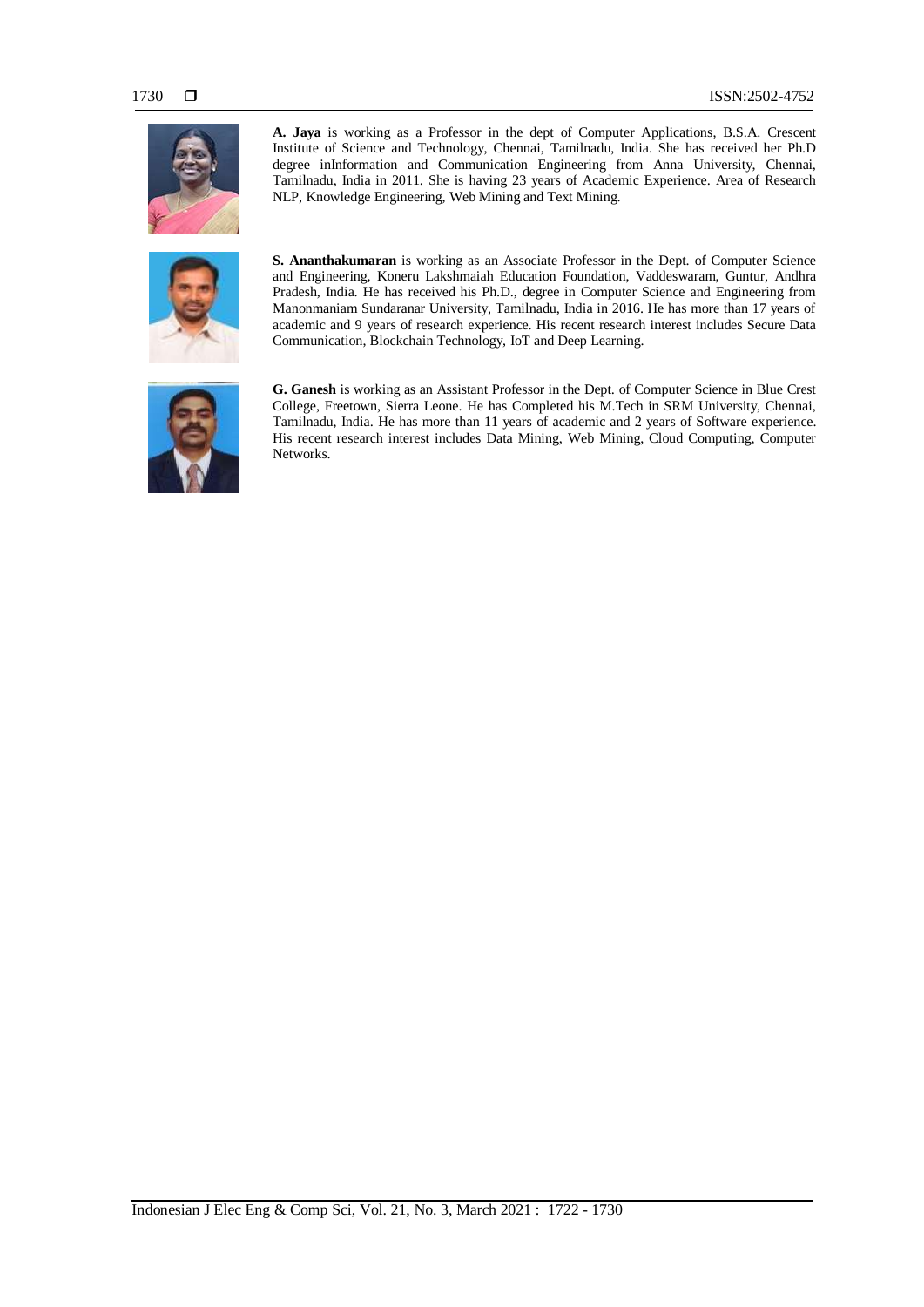**A. Jaya** is working as a Professor in the dept of Computer Applications, B.S.A. Crescent Institute of Science and Technology, Chennai, Tamilnadu, India. She has received her Ph.D degree inInformation and Communication Engineering from Anna University, Chennai, Tamilnadu, India in 2011. She is having 23 years of Academic Experience. Area of Research NLP, Knowledge Engineering, Web Mining and Text Mining.

**S. Ananthakumaran** is working as an Associate Professor in the Dept. of Computer Science and Engineering, Koneru Lakshmaiah Education Foundation, Vaddeswaram, Guntur, Andhra Pradesh, India. He has received his Ph.D., degree in Computer Science and Engineering from Manonmaniam Sundaranar University, Tamilnadu, India in 2016. He has more than 17 years of academic and 9 years of research experience. His recent research interest includes Secure Data Communication, Blockchain Technology, IoT and Deep Learning.

**G. Ganesh** is working as an Assistant Professor in the Dept. of Computer Science in Blue Crest College, Freetown, Sierra Leone. He has Completed his M.Tech in SRM University, Chennai, Tamilnadu, India. He has more than 11 years of academic and 2 years of Software experience. His recent research interest includes Data Mining, Web Mining, Cloud Computing, Computer Networks.